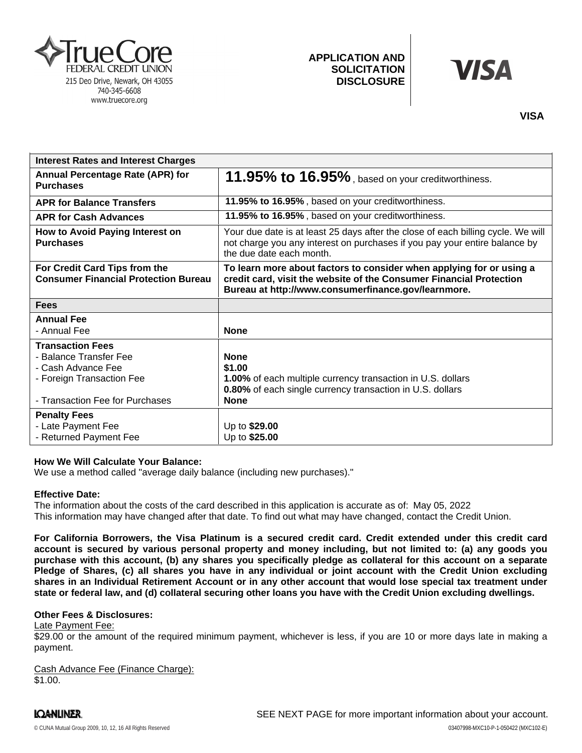TrueCore FEDERAL CREDIT UNION
215 Deo Drive, Newark, OH 43055
740-345-6608
www.truecore.org

**APPLICATION AND SOLICITATION DISCLOSURE**

**VISA**

**VISA**

| **Interest Rates and Interest Charges** | |
|---|---|
| **Annual Percentage Rate (APR) for Purchases** | **11.95% to 16.95%**, based on your creditworthiness. |
| **APR for Balance Transfers** | **11.95% to 16.95%**, based on your creditworthiness. |
| **APR for Cash Advances** | **11.95% to 16.95%**, based on your creditworthiness. |
| **How to Avoid Paying Interest on Purchases** | Your due date is at least 25 days after the close of each billing cycle. We will not charge you any interest on purchases if you pay your entire balance by the due date each month. |
| **For Credit Card Tips from the Consumer Financial Protection Bureau** | **To learn more about factors to consider when applying for or using a credit card, visit the website of the Consumer Financial Protection Bureau at http://www.consumerfinance.gov/learnmore.** |
| **Fees** | |
| **Annual Fee**<br>- Annual Fee | **None** |
| **Transaction Fees**<br>- Balance Transfer Fee<br>- Cash Advance Fee<br>- Foreign Transaction Fee<br><br>- Transaction Fee for Purchases | <br>**None**<br>**$1.00**<br>**1.00%** of each multiple currency transaction in U.S. dollars<br>**0.80%** of each single currency transaction in U.S. dollars<br>**None** |
| **Penalty Fees**<br>- Late Payment Fee<br>- Returned Payment Fee | <br>Up to **$29.00**<br>Up to **$25.00** |

**How We Will Calculate Your Balance:**
We use a method called "average daily balance (including new purchases)."

**Effective Date:**
The information about the costs of the card described in this application is accurate as of: May 05, 2022
This information may have changed after that date. To find out what may have changed, contact the Credit Union.

**For California Borrowers, the Visa Platinum is a secured credit card. Credit extended under this credit card account is secured by various personal property and money including, but not limited to: (a) any goods you purchase with this account, (b) any shares you specifically pledge as collateral for this account on a separate Pledge of Shares, (c) all shares you have in any individual or joint account with the Credit Union excluding shares in an Individual Retirement Account or in any other account that would lose special tax treatment under state or federal law, and (d) collateral securing other loans you have with the Credit Union excluding dwellings.**

**Other Fees & Disclosures:**

Late Payment Fee:
$29.00 or the amount of the required minimum payment, whichever is less, if you are 10 or more days late in making a payment.

Cash Advance Fee (Finance Charge):
$1.00.

SEE NEXT PAGE for more important information about your account.

© CUNA Mutual Group 2009, 10, 12, 16 All Rights Reserved 03407998-MXC10-P-1-050422 (MXC102-E)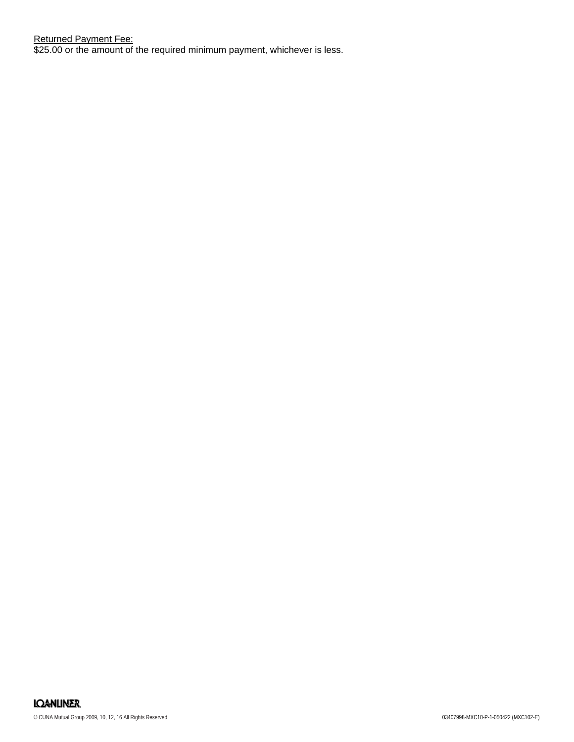Returned Payment Fee:
$25.00 or the amount of the required minimum payment, whichever is less.

LOANLINER.

© CUNA Mutual Group 2009, 10, 12, 16 All Rights Reserved

03407998-MXC10-P-1-050422 (MXC102-E)